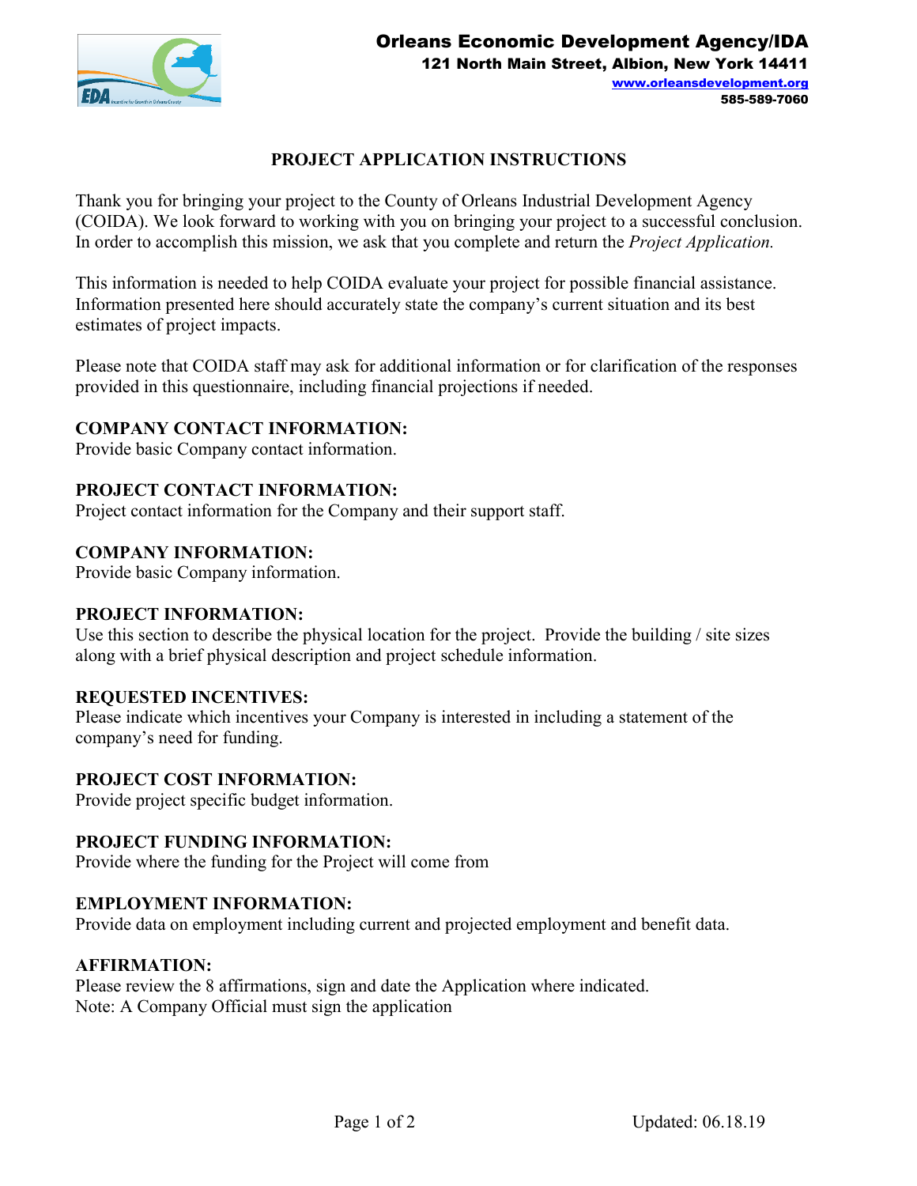**Orleans Economic Development Agency/IDA**
**121 North Main Street, Albion, New York 14411**
**www.orleansdevelopment.org**
**585-589-7060**

# PROJECT APPLICATION INSTRUCTIONS

Thank you for bringing your project to the County of Orleans Industrial Development Agency (COIDA). We look forward to working with you on bringing your project to a successful conclusion. In order to accomplish this mission, we ask that you complete and return the *Project Application.*

This information is needed to help COIDA evaluate your project for possible financial assistance. Information presented here should accurately state the company's current situation and its best estimates of project impacts.

Please note that COIDA staff may ask for additional information or for clarification of the responses provided in this questionnaire, including financial projections if needed.

**COMPANY CONTACT INFORMATION:**
Provide basic Company contact information.

**PROJECT CONTACT INFORMATION:**
Project contact information for the Company and their support staff.

**COMPANY INFORMATION:**
Provide basic Company information.

**PROJECT INFORMATION:**
Use this section to describe the physical location for the project. Provide the building / site sizes along with a brief physical description and project schedule information.

**REQUESTED INCENTIVES:**
Please indicate which incentives your Company is interested in including a statement of the company's need for funding.

**PROJECT COST INFORMATION:**
Provide project specific budget information.

**PROJECT FUNDING INFORMATION:**
Provide where the funding for the Project will come from

**EMPLOYMENT INFORMATION:**
Provide data on employment including current and projected employment and benefit data.

**AFFIRMATION:**
Please review the 8 affirmations, sign and date the Application where indicated.
Note: A Company Official must sign the application

Updated: 06.18.19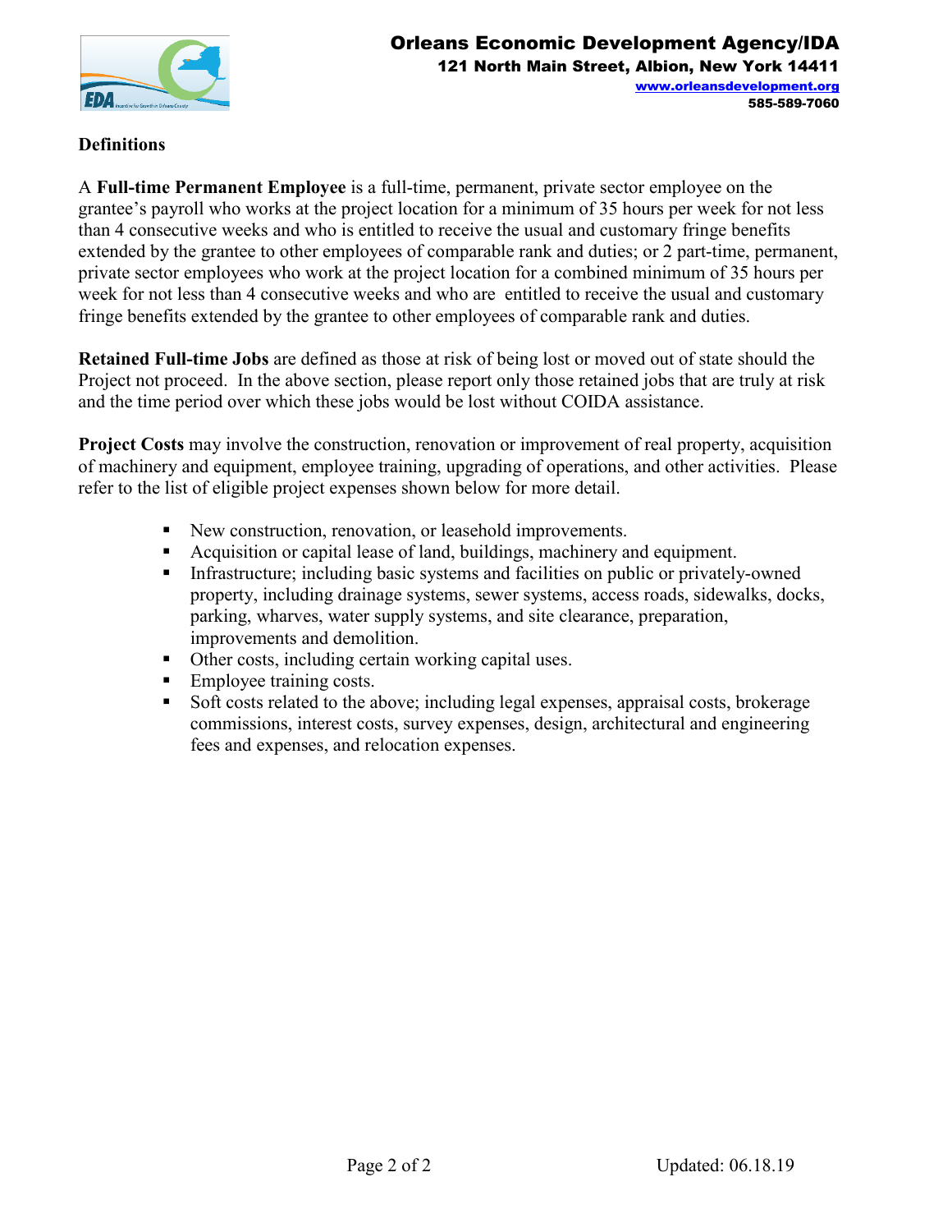**Definitions**

A **Full-time Permanent Employee** is a full-time, permanent, private sector employee on the grantee's payroll who works at the project location for a minimum of 35 hours per week for not less than 4 consecutive weeks and who is entitled to receive the usual and customary fringe benefits extended by the grantee to other employees of comparable rank and duties; or 2 part-time, permanent, private sector employees who work at the project location for a combined minimum of 35 hours per week for not less than 4 consecutive weeks and who are entitled to receive the usual and customary fringe benefits extended by the grantee to other employees of comparable rank and duties.

**Retained Full-time Jobs** are defined as those at risk of being lost or moved out of state should the Project not proceed. In the above section, please report only those retained jobs that are truly at risk and the time period over which these jobs would be lost without COIDA assistance.

**Project Costs** may involve the construction, renovation or improvement of real property, acquisition of machinery and equipment, employee training, upgrading of operations, and other activities. Please refer to the list of eligible project expenses shown below for more detail.

- New construction, renovation, or leasehold improvements.
- Acquisition or capital lease of land, buildings, machinery and equipment.
- Infrastructure; including basic systems and facilities on public or privately-owned property, including drainage systems, sewer systems, access roads, sidewalks, docks, parking, wharves, water supply systems, and site clearance, preparation, improvements and demolition.
- Other costs, including certain working capital uses.
- Employee training costs.
- Soft costs related to the above; including legal expenses, appraisal costs, brokerage commissions, interest costs, survey expenses, design, architectural and engineering fees and expenses, and relocation expenses.

Updated: 06.18.19